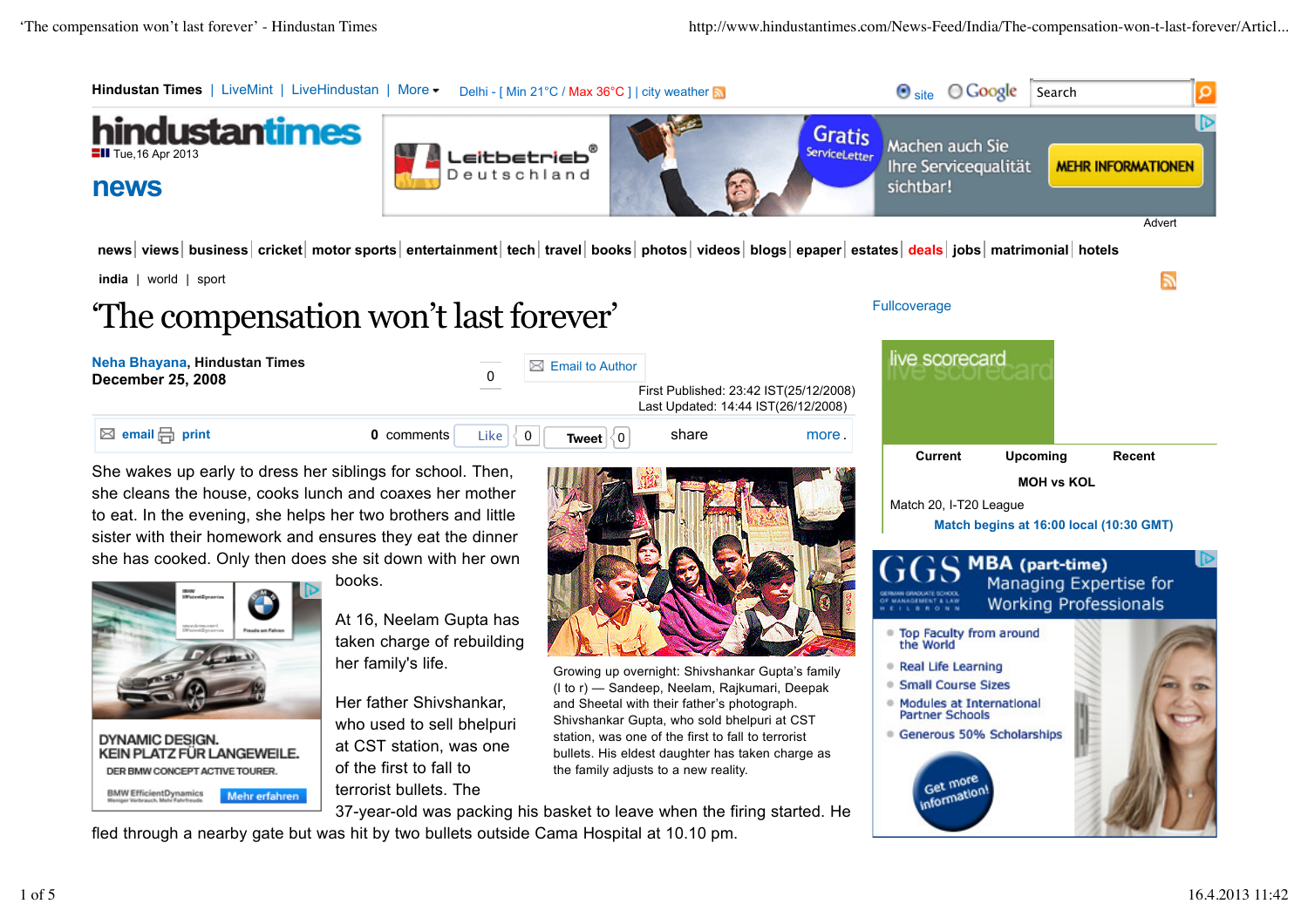# 'The compensation won't last forever'

**Neha Bhayana**, Hindustan Times
**December 25, 2008**

First Published: 23:42 IST(25/12/2008)
Last Updated: 14:44 IST(26/12/2008)

She wakes up early to dress her siblings for school. Then, she cleans the house, cooks lunch and coaxes her mother to eat. In the evening, she helps her two brothers and little sister with their homework and ensures they eat the dinner she has cooked. Only then does she sit down with her own books.

At 16, Neelam Gupta has taken charge of rebuilding her family's life.

Growing up overnight: Shivshankar Gupta's family (l to r) — Sandeep, Neelam, Rajkumari, Deepak and Sheetal with their father's photograph. Shivshankar Gupta, who sold bhelpuri at CST station, was one of the first to fall to terrorist bullets. His eldest daughter has taken charge as the family adjusts to a new reality.

Her father Shivshankar, who used to sell bhelpuri at CST station, was one of the first to fall to terrorist bullets. The 37-year-old was packing his basket to leave when the firing started. He fled through a nearby gate but was hit by two bullets outside Cama Hospital at 10.10 pm.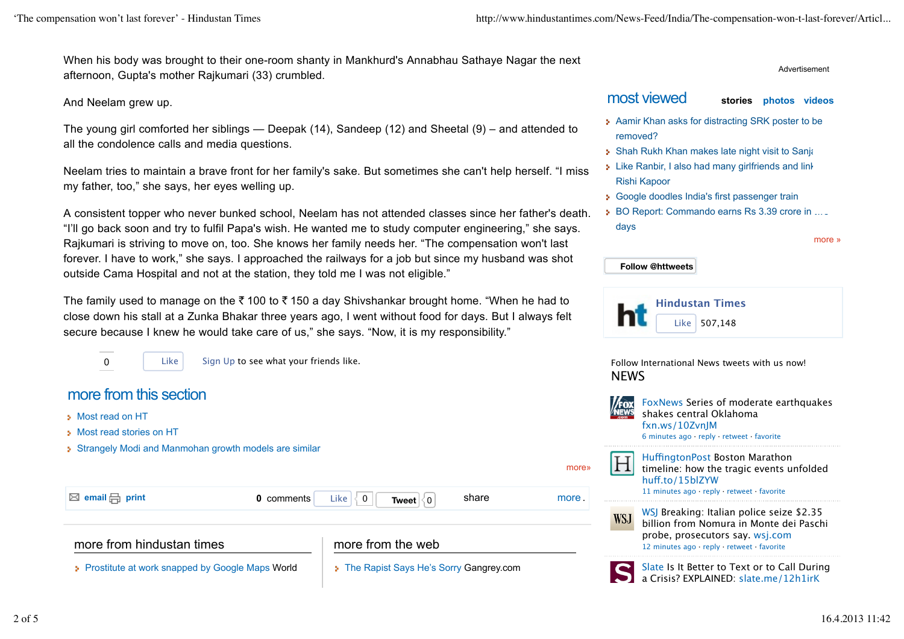When his body was brought to their one-room shanty in Mankhurd's Annabhau Sathaye Nagar the next afternoon, Gupta's mother Rajkumari (33) crumbled.

And Neelam grew up.

The young girl comforted her siblings — Deepak (14), Sandeep (12) and Sheetal (9) – and attended to all the condolence calls and media questions.

Neelam tries to maintain a brave front for her family's sake. But sometimes she can't help herself. “I miss my father, too,” she says, her eyes welling up.

A consistent topper who never bunked school, Neelam has not attended classes since her father's death. “I'll go back soon and try to fulfil Papa's wish. He wanted me to study computer engineering,” she says. Rajkumari is striving to move on, too. She knows her family needs her. “The compensation won't last forever. I have to work,” she says. I approached the railways for a job but since my husband was shot outside Cama Hospital and not at the station, they told me I was not eligible.”

The family used to manage on the ₹ 100 to ₹ 150 a day Shivshankar brought home. “When he had to close down his stall at a Zunka Bhakar three years ago, I went without food for days. But I always felt secure because I knew he would take care of us,” she says. “Now, it is my responsibility.”

0 Like Sign Up to see what your friends like.

## more from this section

- Most read on HT
- Most read stories on HT
- Strangely Modi and Manmohan growth models are similar

more»

email print 0 comments Like 0 Tweet 0 share more.

### more from hindustan times

- Prostitute at work snapped by Google Maps World

### more from the web

- The Rapist Says He's Sorry Gangrey.com

Advertisement

## most viewed

stories photos videos

- Aamir Khan asks for distracting SRK poster to be removed?
- Shah Rukh Khan makes late night visit to Sanja
- Like Ranbir, I also had many girlfriends and link Rishi Kapoor
- Google doodles India's first passenger train
- BO Report: Commando earns Rs 3.39 crore in ... days

more »

Follow @httweets

Hindustan Times
Like 507,148

Follow International News tweets with us now!

NEWS

FoxNews Series of moderate earthquakes shakes central Oklahoma fxn.ws/10ZvnJM
6 minutes ago · reply · retweet · favorite

HuffingtonPost Boston Marathon timeline: how the tragic events unfolded huff.to/15blZYW
11 minutes ago · reply · retweet · favorite

WSJ Breaking: Italian police seize $2.35 billion from Nomura in Monte dei Paschi probe, prosecutors say. wsj.com
12 minutes ago · reply · retweet · favorite

Slate Is It Better to Text or to Call During a Crisis? EXPLAINED: slate.me/12h1irK